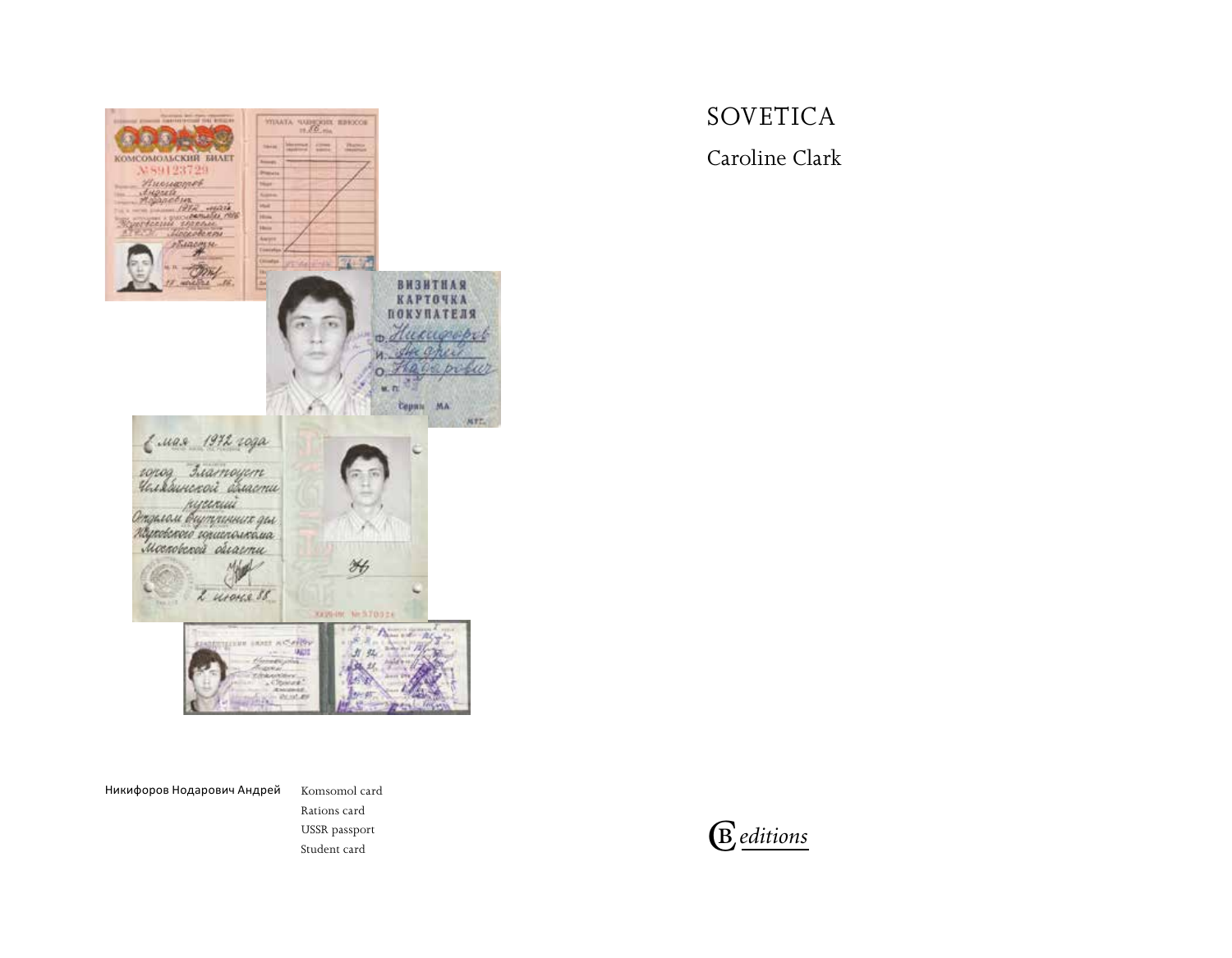# SOVETICA

Caroline Clark

Никифоров Нодарович Андрей

Komsomol card
Rations card
USSR passport
Student card

CB editions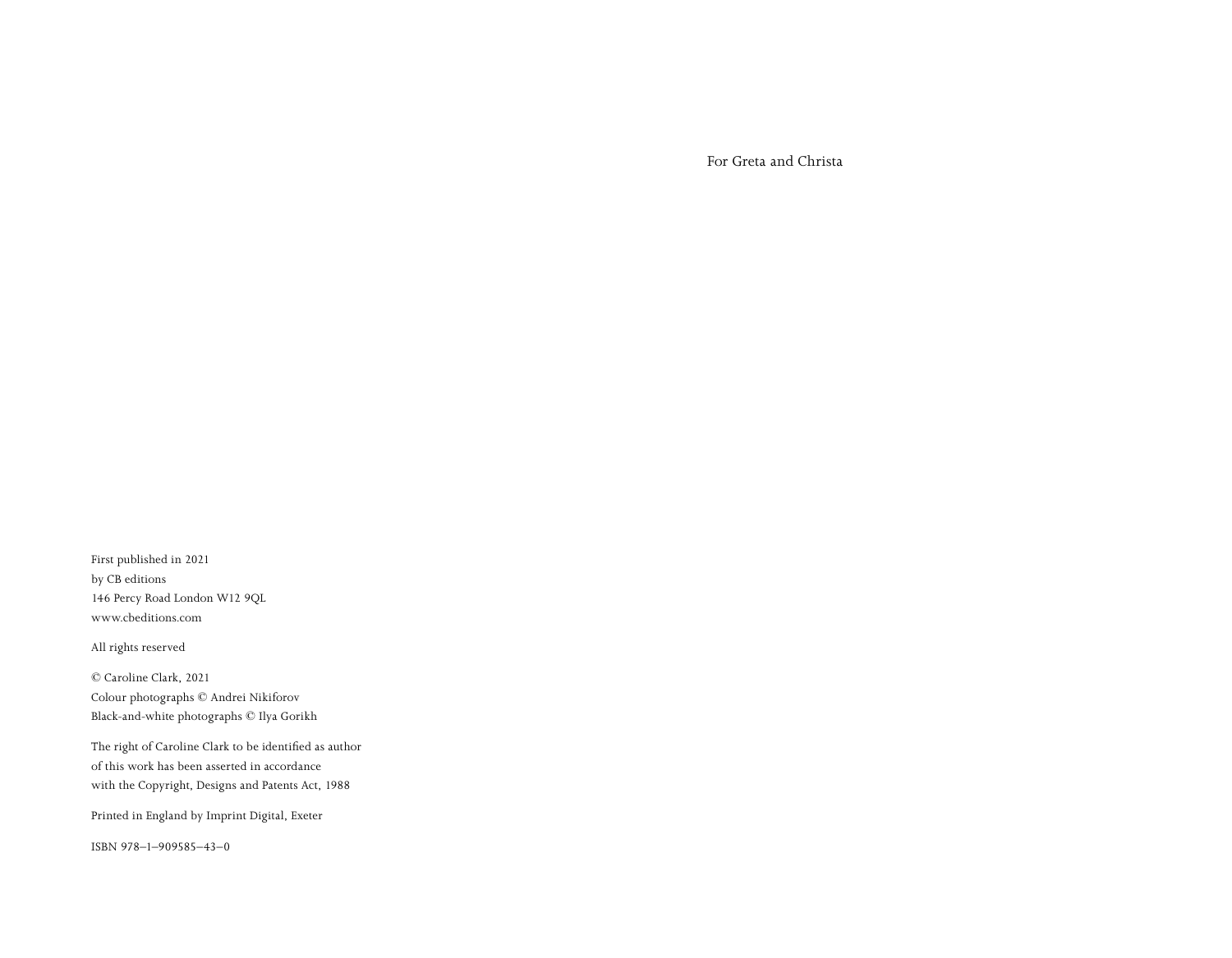For Greta and Christa

First published in 2021
by CB editions
146 Percy Road London W12 9QL
www.cbeditions.com

All rights reserved

© Caroline Clark, 2021
Colour photographs © Andrei Nikiforov
Black-and-white photographs © Ilya Gorikh

The right of Caroline Clark to be identified as author
of this work has been asserted in accordance
with the Copyright, Designs and Patents Act, 1988

Printed in England by Imprint Digital, Exeter

ISBN 978–1–909585–43–0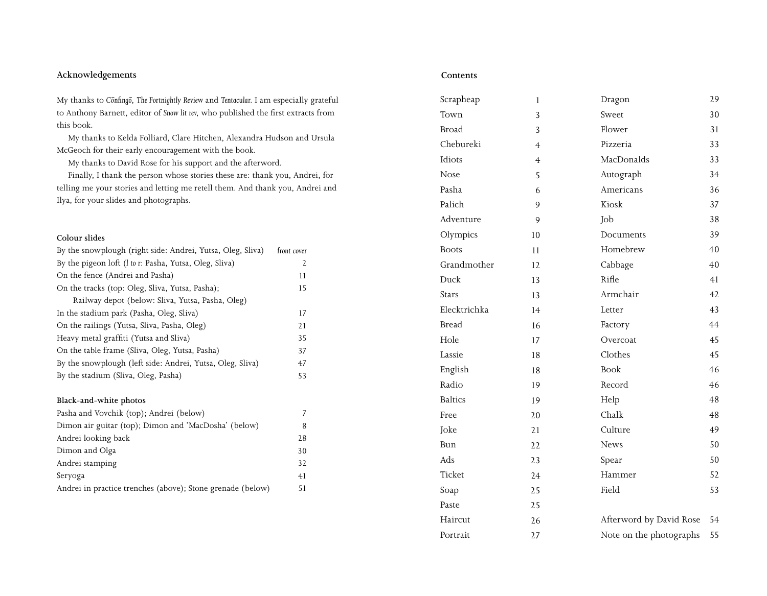## Acknowledgements

My thanks to *Cōnfingō*, *The Fortnightly Review* and *Tentacular*. I am especially grateful to Anthony Barnett, editor of *Snow lit rev*, who published the first extracts from this book.

My thanks to Kelda Folliard, Clare Hitchen, Alexandra Hudson and Ursula McGeoch for their early encouragement with the book.

My thanks to David Rose for his support and the afterword.

Finally, I thank the person whose stories these are: thank you, Andrei, for telling me your stories and letting me retell them. And thank you, Andrei and Ilya, for your slides and photographs.

### Colour slides

| | |
|---|---|
| By the snowplough (right side: Andrei, Yutsa, Oleg, Sliva) | *front cover* |
| By the pigeon loft (*l to r*: Pasha, Yutsa, Oleg, Sliva) | 2 |
| On the fence (Andrei and Pasha) | 11 |
| On the tracks (top: Oleg, Sliva, Yutsa, Pasha); Railway depot (below: Sliva, Yutsa, Pasha, Oleg) | 15 |
| In the stadium park (Pasha, Oleg, Sliva) | 17 |
| On the railings (Yutsa, Sliva, Pasha, Oleg) | 21 |
| Heavy metal graffiti (Yutsa and Sliva) | 35 |
| On the table frame (Sliva, Oleg, Yutsa, Pasha) | 37 |
| By the snowplough (left side: Andrei, Yutsa, Oleg, Sliva) | 47 |
| By the stadium (Sliva, Oleg, Pasha) | 53 |

### Black-and-white photos

| | |
|---|---|
| Pasha and Vovchik (top); Andrei (below) | 7 |
| Dimon air guitar (top); Dimon and 'MacDosha' (below) | 8 |
| Andrei looking back | 28 |
| Dimon and Olga | 30 |
| Andrei stamping | 32 |
| Seryoga | 41 |
| Andrei in practice trenches (above); Stone grenade (below) | 51 |

## Contents

| | |
|---|---|
| Scrapheap | 1 |
| Town | 3 |
| Broad | 3 |
| Chebureki | 4 |
| Idiots | 4 |
| Nose | 5 |
| Pasha | 6 |
| Palich | 9 |
| Adventure | 9 |
| Olympics | 10 |
| Boots | 11 |
| Grandmother | 12 |
| Duck | 13 |
| Stars | 13 |
| Elecktrichka | 14 |
| Bread | 16 |
| Hole | 17 |
| Lassie | 18 |
| English | 18 |
| Radio | 19 |
| Baltics | 19 |
| Free | 20 |
| Joke | 21 |
| Bun | 22 |
| Ads | 23 |
| Ticket | 24 |
| Soap | 25 |
| Paste | 25 |
| Haircut | 26 |
| Portrait | 27 |
| Dragon | 29 |
| Sweet | 30 |
| Flower | 31 |
| Pizzeria | 33 |
| MacDonalds | 33 |
| Autograph | 34 |
| Americans | 36 |
| Kiosk | 37 |
| Job | 38 |
| Documents | 39 |
| Homebrew | 40 |
| Cabbage | 40 |
| Rifle | 41 |
| Armchair | 42 |
| Letter | 43 |
| Factory | 44 |
| Overcoat | 45 |
| Clothes | 45 |
| Book | 46 |
| Record | 46 |
| Help | 48 |
| Chalk | 48 |
| Culture | 49 |
| News | 50 |
| Spear | 50 |
| Hammer | 52 |
| Field | 53 |
| Afterword by David Rose | 54 |
| Note on the photographs | 55 |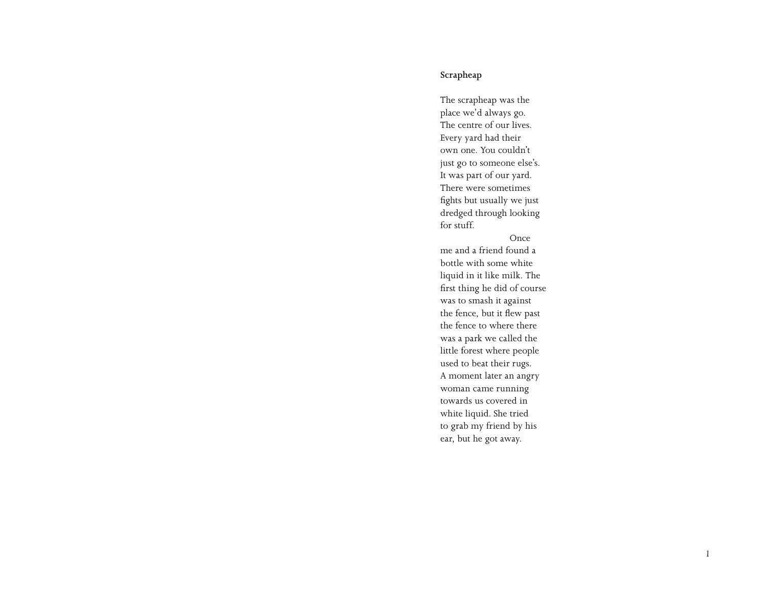**Scrapheap**

The scrapheap was the
place we'd always go.
The centre of our lives.
Every yard had their
own one. You couldn't
just go to someone else's.
It was part of our yard.
There were sometimes
fights but usually we just
dredged through looking
for stuff.
                                        Once
me and a friend found a
bottle with some white
liquid in it like milk. The
first thing he did of course
was to smash it against
the fence, but it flew past
the fence to where there
was a park we called the
little forest where people
used to beat their rugs.
A moment later an angry
woman came running
towards us covered in
white liquid. She tried
to grab my friend by his
ear, but he got away.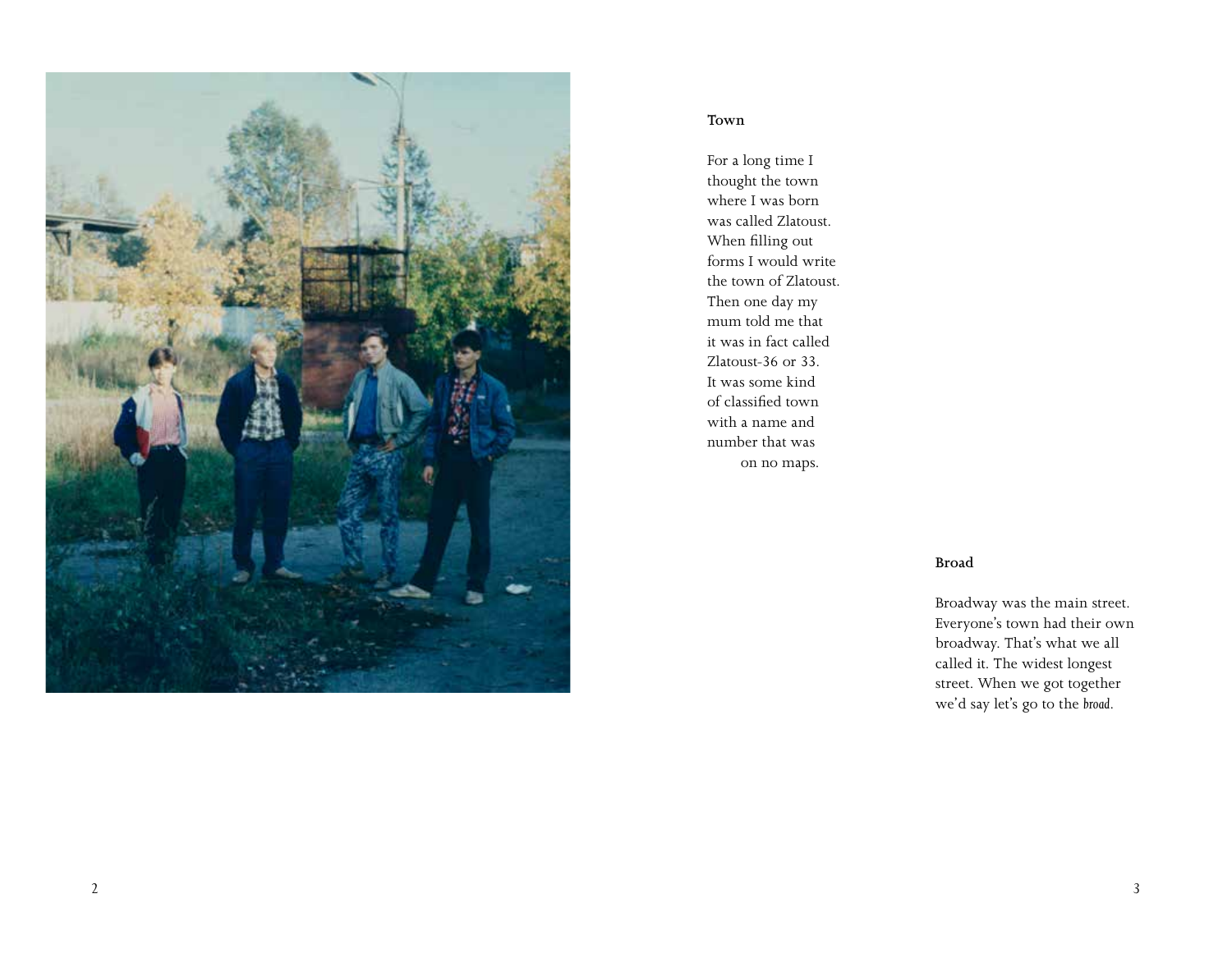## Town

For a long time I thought the town where I was born was called Zlatoust. When filling out forms I would write the town of Zlatoust. Then one day my mum told me that it was in fact called Zlatoust-36 or 33. It was some kind of classified town with a name and number that was on no maps.

## Broad

Broadway was the main street. Everyone's town had their own broadway. That's what we all called it. The widest longest street. When we got together we'd say let's go to the *broad*.